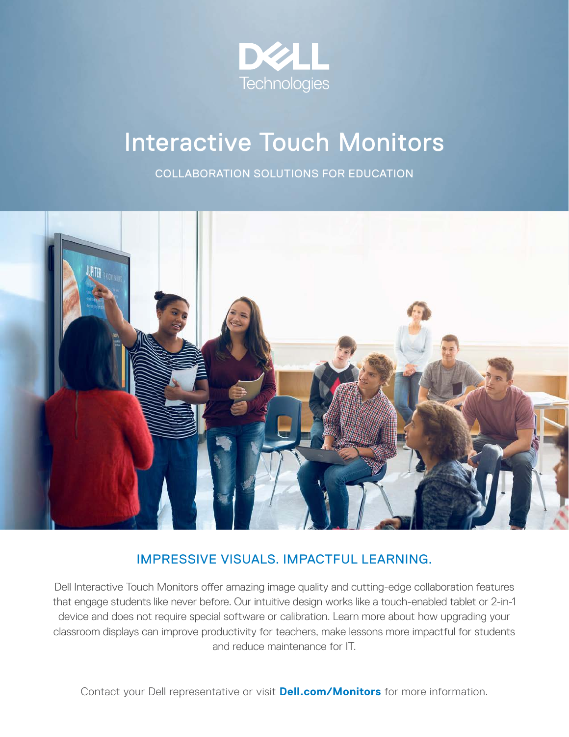DELL Technologies

# Interactive Touch Monitors

COLLABORATION SOLUTIONS FOR EDUCATION

## IMPRESSIVE VISUALS. IMPACTFUL LEARNING.

Dell Interactive Touch Monitors offer amazing image quality and cutting-edge collaboration features that engage students like never before. Our intuitive design works like a touch-enabled tablet or 2-in-1 device and does not require special software or calibration. Learn more about how upgrading your classroom displays can improve productivity for teachers, make lessons more impactful for students and reduce maintenance for IT.

Contact your Dell representative or visit **Dell.com/Monitors** for more information.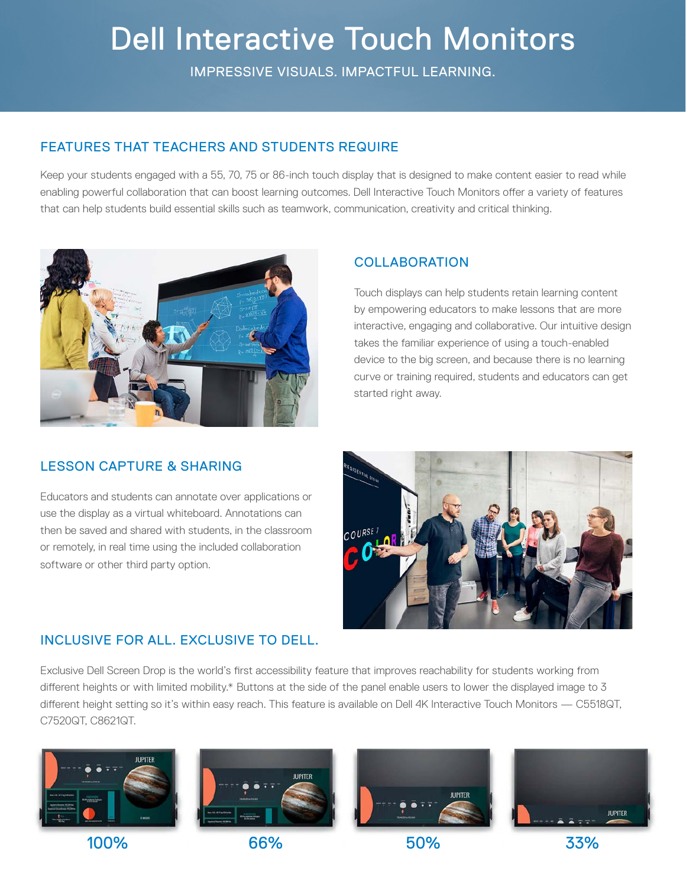# Dell Interactive Touch Monitors

IMPRESSIVE VISUALS. IMPACTFUL LEARNING.

## FEATURES THAT TEACHERS AND STUDENTS REQUIRE

Keep your students engaged with a 55, 70, 75 or 86-inch touch display that is designed to make content easier to read while enabling powerful collaboration that can boost learning outcomes. Dell Interactive Touch Monitors offer a variety of features that can help students build essential skills such as teamwork, communication, creativity and critical thinking.

## COLLABORATION

Touch displays can help students retain learning content by empowering educators to make lessons that are more interactive, engaging and collaborative. Our intuitive design takes the familiar experience of using a touch-enabled device to the big screen, and because there is no learning curve or training required, students and educators can get started right away.

## LESSON CAPTURE & SHARING

Educators and students can annotate over applications or use the display as a virtual whiteboard. Annotations can then be saved and shared with students, in the classroom or remotely, in real time using the included collaboration software or other third party option.

## INCLUSIVE FOR ALL. EXCLUSIVE TO DELL.

Exclusive Dell Screen Drop is the world's first accessibility feature that improves reachability for students working from different heights or with limited mobility.* Buttons at the side of the panel enable users to lower the displayed image to 3 different height setting so it's within easy reach. This feature is available on Dell 4K Interactive Touch Monitors — C5518QT, C7520QT, C8621QT.

100%

66%

50%

33%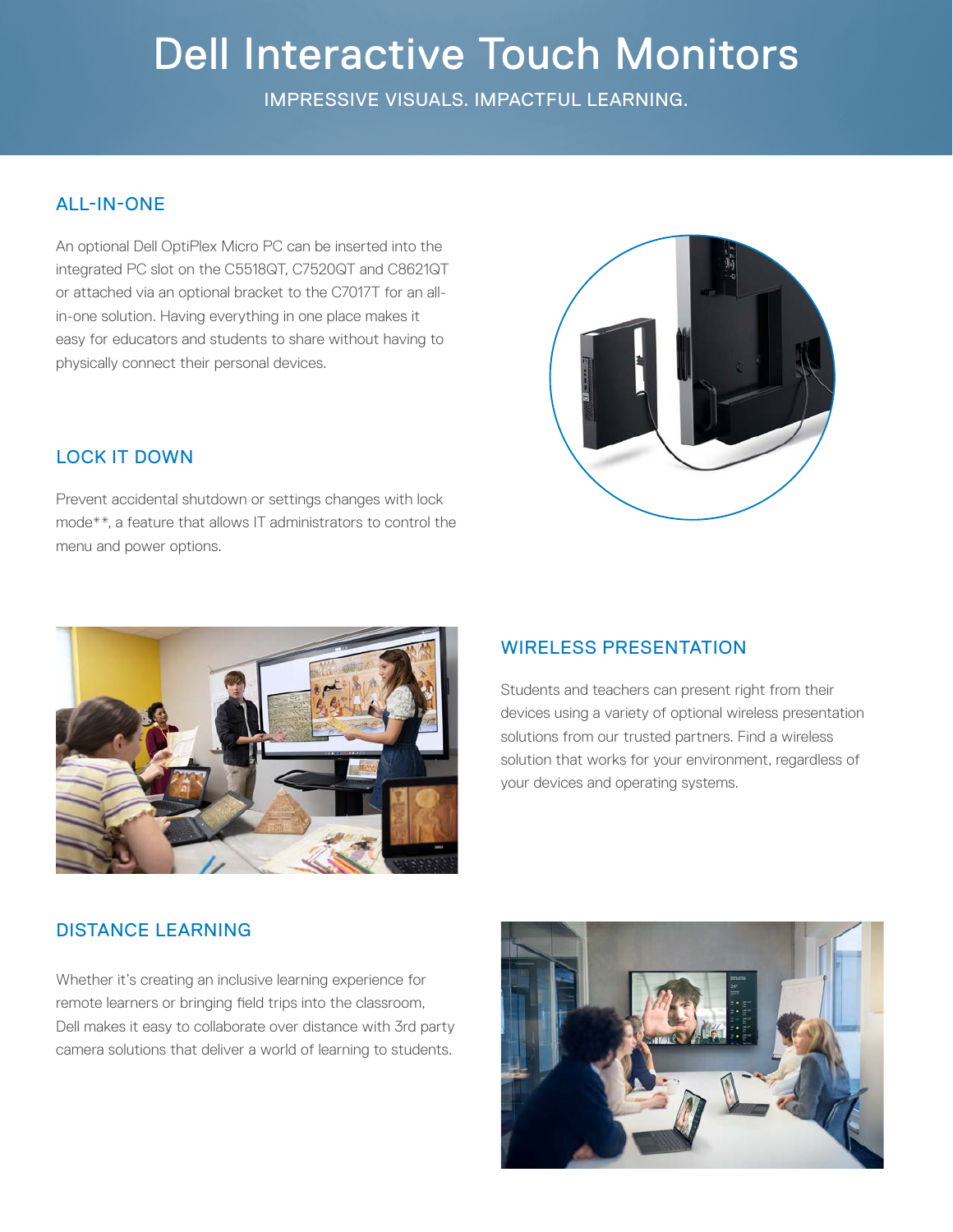# Dell Interactive Touch Monitors

IMPRESSIVE VISUALS. IMPACTFUL LEARNING.

## ALL-IN-ONE

An optional Dell OptiPlex Micro PC can be inserted into the integrated PC slot on the C5518QT, C7520QT and C8621QT or attached via an optional bracket to the C7017T for an all-in-one solution. Having everything in one place makes it easy for educators and students to share without having to physically connect their personal devices.

## LOCK IT DOWN

Prevent accidental shutdown or settings changes with lock mode**, a feature that allows IT administrators to control the menu and power options.

## WIRELESS PRESENTATION

Students and teachers can present right from their devices using a variety of optional wireless presentation solutions from our trusted partners. Find a wireless solution that works for your environment, regardless of your devices and operating systems.

## DISTANCE LEARNING

Whether it's creating an inclusive learning experience for remote learners or bringing field trips into the classroom, Dell makes it easy to collaborate over distance with 3rd party camera solutions that deliver a world of learning to students.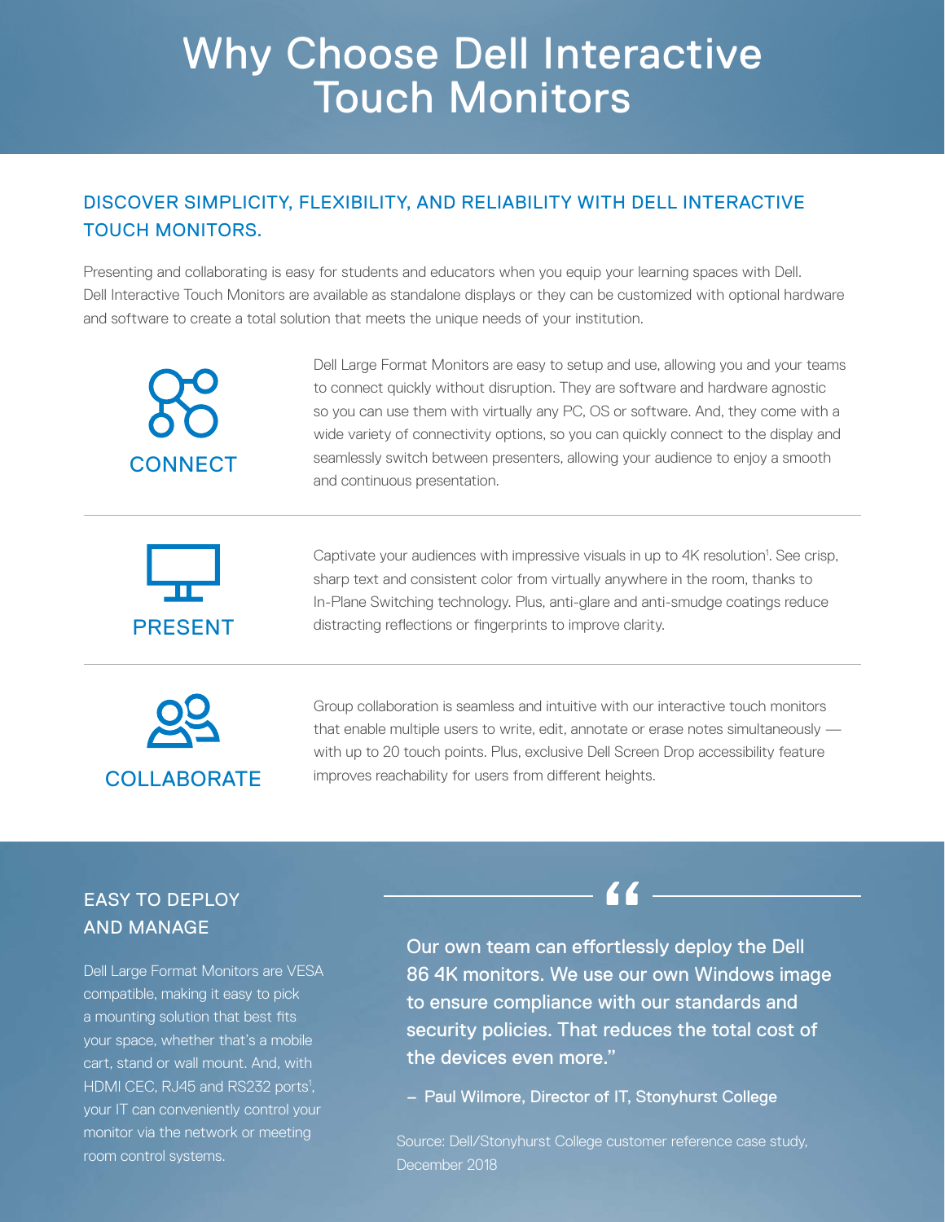# Why Choose Dell Interactive Touch Monitors

## DISCOVER SIMPLICITY, FLEXIBILITY, AND RELIABILITY WITH DELL INTERACTIVE TOUCH MONITORS.

Presenting and collaborating is easy for students and educators when you equip your learning spaces with Dell. Dell Interactive Touch Monitors are available as standalone displays or they can be customized with optional hardware and software to create a total solution that meets the unique needs of your institution.

### CONNECT

Dell Large Format Monitors are easy to setup and use, allowing you and your teams to connect quickly without disruption. They are software and hardware agnostic so you can use them with virtually any PC, OS or software. And, they come with a wide variety of connectivity options, so you can quickly connect to the display and seamlessly switch between presenters, allowing your audience to enjoy a smooth and continuous presentation.

### PRESENT

Captivate your audiences with impressive visuals in up to 4K resolution[1]. See crisp, sharp text and consistent color from virtually anywhere in the room, thanks to In-Plane Switching technology. Plus, anti-glare and anti-smudge coatings reduce distracting reflections or fingerprints to improve clarity.

### COLLABORATE

Group collaboration is seamless and intuitive with our interactive touch monitors that enable multiple users to write, edit, annotate or erase notes simultaneously — with up to 20 touch points. Plus, exclusive Dell Screen Drop accessibility feature improves reachability for users from different heights.

## EASY TO DEPLOY AND MANAGE

Dell Large Format Monitors are VESA compatible, making it easy to pick a mounting solution that best fits your space, whether that's a mobile cart, stand or wall mount. And, with HDMI CEC, RJ45 and RS232 ports[1], your IT can conveniently control your monitor via the network or meeting room control systems.

> "Our own team can effortlessly deploy the Dell 86 4K monitors. We use our own Windows image to ensure compliance with our standards and security policies. That reduces the total cost of the devices even more."
>
> – Paul Wilmore, Director of IT, Stonyhurst College

Source: Dell/Stonyhurst College customer reference case study, December 2018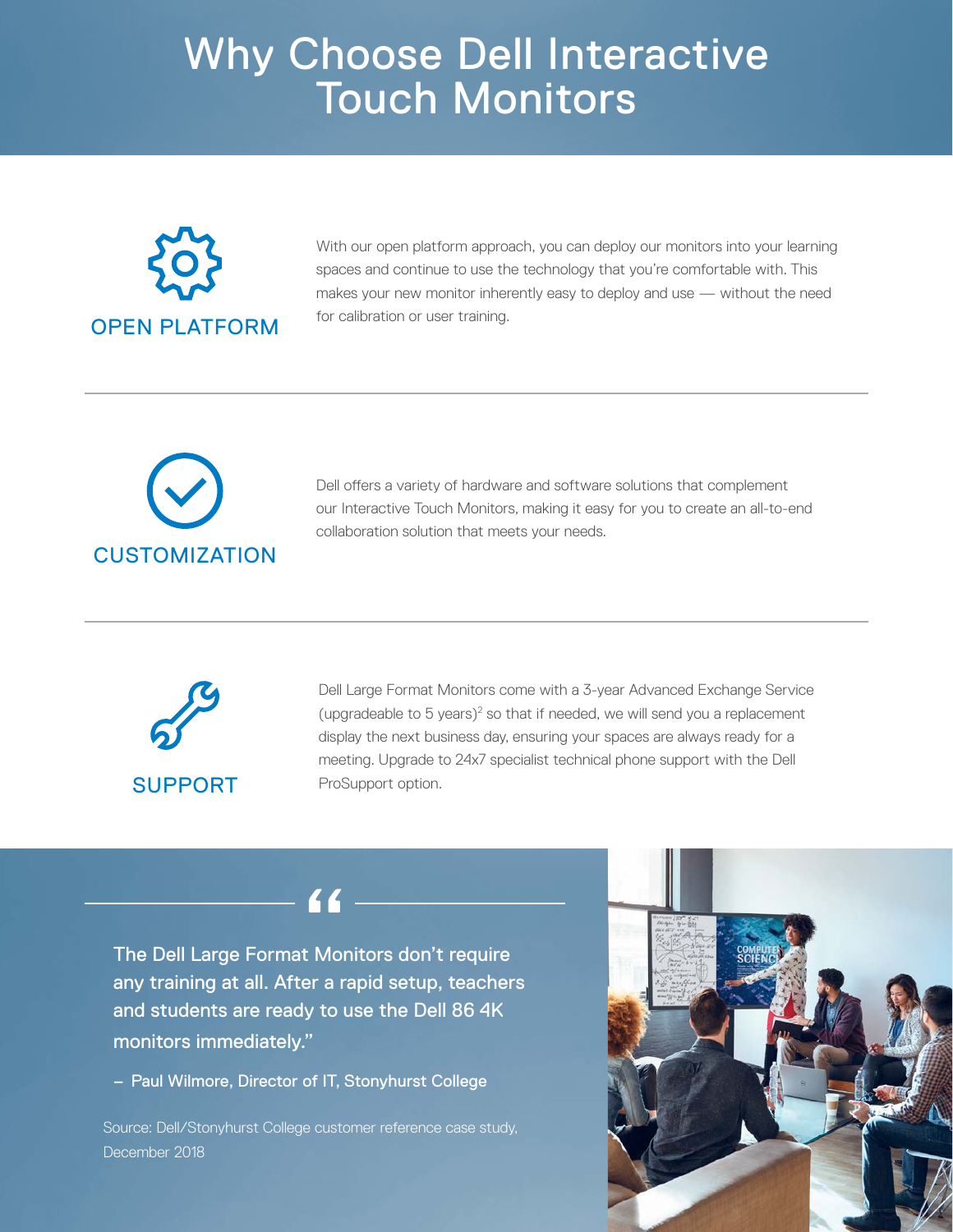# Why Choose Dell Interactive Touch Monitors

## OPEN PLATFORM

With our open platform approach, you can deploy our monitors into your learning spaces and continue to use the technology that you're comfortable with. This makes your new monitor inherently easy to deploy and use — without the need for calibration or user training.

---

## CUSTOMIZATION

Dell offers a variety of hardware and software solutions that complement our Interactive Touch Monitors, making it easy for you to create an all-to-end collaboration solution that meets your needs.

---

## SUPPORT

Dell Large Format Monitors come with a 3-year Advanced Exchange Service (upgradeable to 5 years)[2] so that if needed, we will send you a replacement display the next business day, ensuring your spaces are always ready for a meeting. Upgrade to 24x7 specialist technical phone support with the Dell ProSupport option.

---

> "The Dell Large Format Monitors don't require any training at all. After a rapid setup, teachers and students are ready to use the Dell 86 4K monitors immediately."
>
> – Paul Wilmore, Director of IT, Stonyhurst College

Source: Dell/Stonyhurst College customer reference case study, December 2018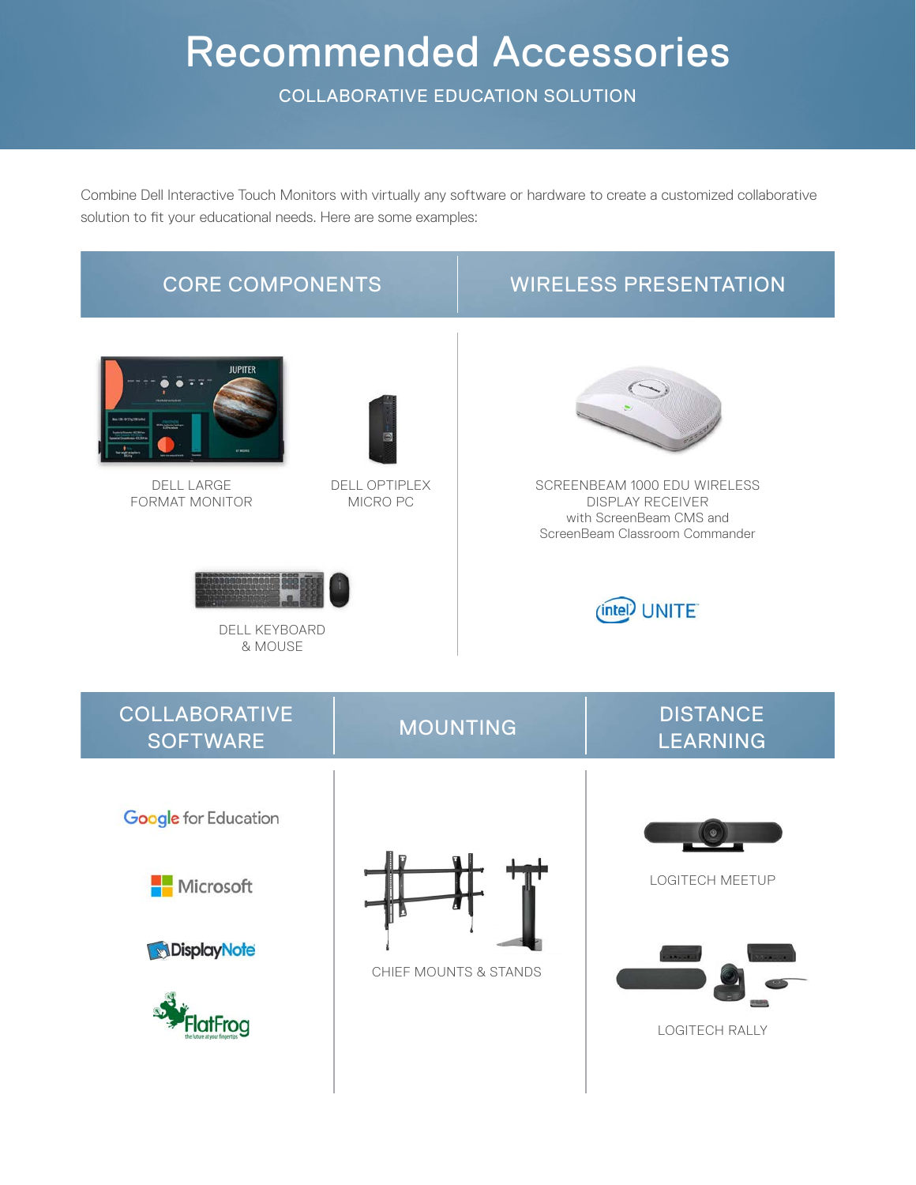# Recommended Accessories

COLLABORATIVE EDUCATION SOLUTION

Combine Dell Interactive Touch Monitors with virtually any software or hardware to create a customized collaborative solution to fit your educational needs. Here are some examples:

## CORE COMPONENTS

DELL LARGE FORMAT MONITOR

DELL OPTIPLEX MICRO PC

DELL KEYBOARD & MOUSE

## WIRELESS PRESENTATION

SCREENBEAM 1000 EDU WIRELESS DISPLAY RECEIVER with ScreenBeam CMS and ScreenBeam Classroom Commander

intel UNITE

## COLLABORATIVE SOFTWARE

Google for Education

Microsoft

DisplayNote

FlatFrog

## MOUNTING

CHIEF MOUNTS & STANDS

## DISTANCE LEARNING

LOGITECH MEETUP

LOGITECH RALLY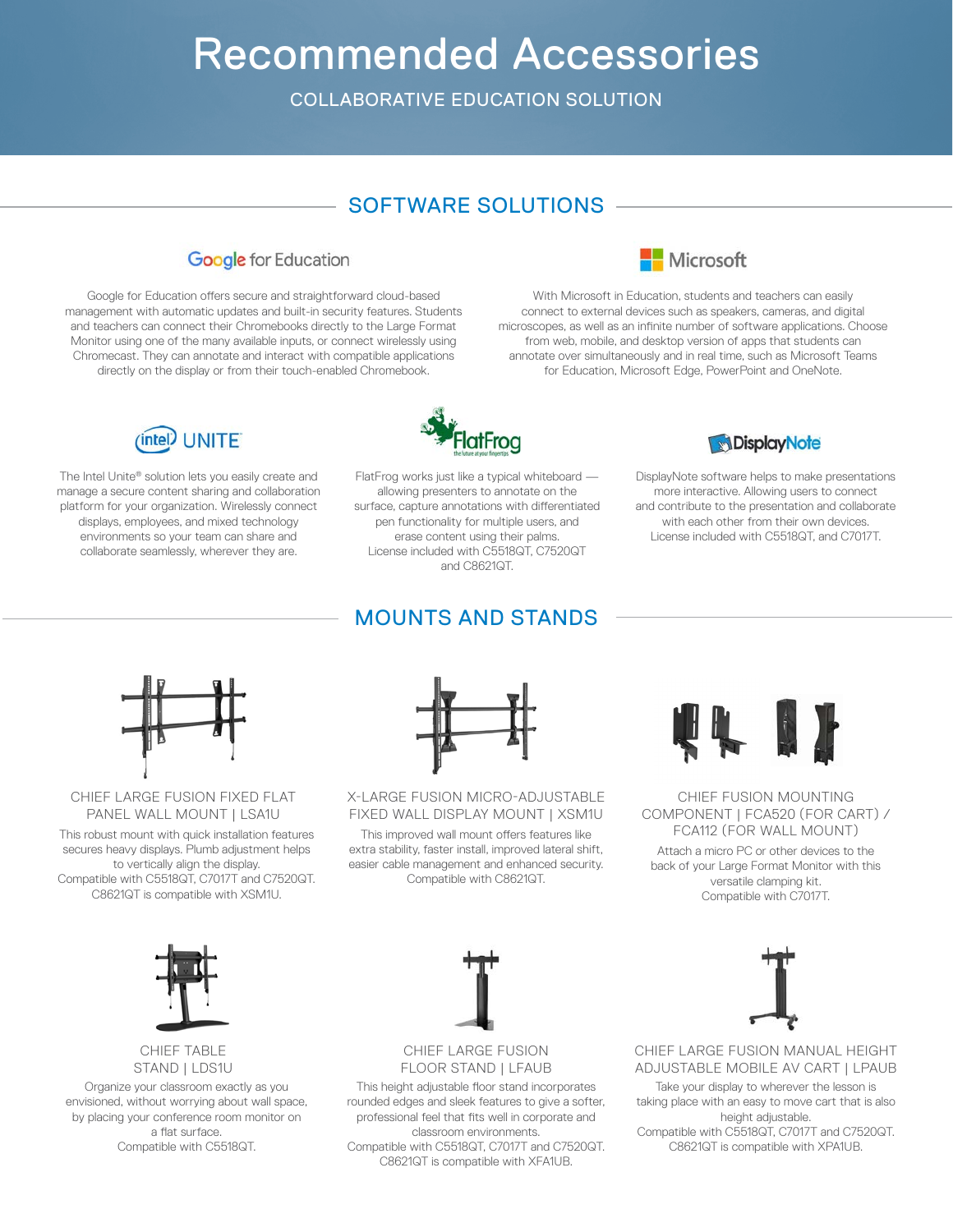# Recommended Accessories

COLLABORATIVE EDUCATION SOLUTION

## SOFTWARE SOLUTIONS

### Google for Education

Google for Education offers secure and straightforward cloud-based management with automatic updates and built-in security features. Students and teachers can connect their Chromebooks directly to the Large Format Monitor using one of the many available inputs, or connect wirelessly using Chromecast. They can annotate and interact with compatible applications directly on the display or from their touch-enabled Chromebook.

### Microsoft

With Microsoft in Education, students and teachers can easily connect to external devices such as speakers, cameras, and digital microscopes, as well as an infinite number of software applications. Choose from web, mobile, and desktop version of apps that students can annotate over simultaneously and in real time, such as Microsoft Teams for Education, Microsoft Edge, PowerPoint and OneNote.

### Intel UNITE

The Intel Unite® solution lets you easily create and manage a secure content sharing and collaboration platform for your organization. Wirelessly connect displays, employees, and mixed technology environments so your team can share and collaborate seamlessly, wherever they are.

### FlatFrog

FlatFrog works just like a typical whiteboard — allowing presenters to annotate on the surface, capture annotations with differentiated pen functionality for multiple users, and erase content using their palms.
License included with C5518QT, C7520QT and C8621QT.

### DisplayNote

DisplayNote software helps to make presentations more interactive. Allowing users to connect and contribute to the presentation and collaborate with each other from their own devices.
License included with C5518QT, and C7017T.

## MOUNTS AND STANDS

### CHIEF LARGE FUSION FIXED FLAT PANEL WALL MOUNT | LSA1U

This robust mount with quick installation features secures heavy displays. Plumb adjustment helps to vertically align the display.
Compatible with C5518QT, C7017T and C7520QT.
C8621QT is compatible with XSM1U.

### X-LARGE FUSION MICRO-ADJUSTABLE FIXED WALL DISPLAY MOUNT | XSM1U

This improved wall mount offers features like extra stability, faster install, improved lateral shift, easier cable management and enhanced security.
Compatible with C8621QT.

### CHIEF FUSION MOUNTING COMPONENT | FCA520 (FOR CART) / FCA112 (FOR WALL MOUNT)

Attach a micro PC or other devices to the back of your Large Format Monitor with this versatile clamping kit.
Compatible with C7017T.

### CHIEF TABLE STAND | LDS1U

Organize your classroom exactly as you envisioned, without worrying about wall space, by placing your conference room monitor on a flat surface.
Compatible with C5518QT.

### CHIEF LARGE FUSION FLOOR STAND | LFAUB

This height adjustable floor stand incorporates rounded edges and sleek features to give a softer, professional feel that fits well in corporate and classroom environments.
Compatible with C5518QT, C7017T and C7520QT.
C8621QT is compatible with XFA1UB.

### CHIEF LARGE FUSION MANUAL HEIGHT ADJUSTABLE MOBILE AV CART | LPAUB

Take your display to wherever the lesson is taking place with an easy to move cart that is also height adjustable.
Compatible with C5518QT, C7017T and C7520QT.
C8621QT is compatible with XPA1UB.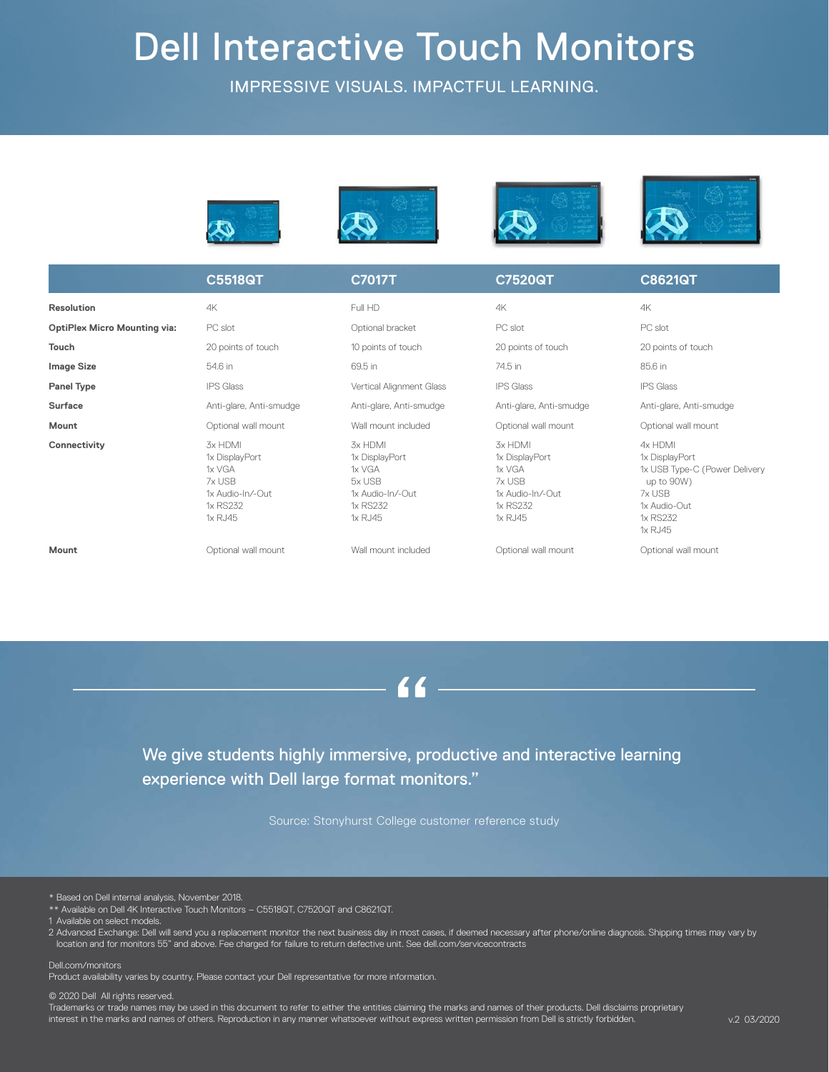# Dell Interactive Touch Monitors

IMPRESSIVE VISUALS. IMPACTFUL LEARNING.

| | C5518QT | C7017T | C7520QT | C8621QT |
|---|---|---|---|---|
| **Resolution** | 4K | Full HD | 4K | 4K |
| **OptiPlex Micro Mounting via:** | PC slot | Optional bracket | PC slot | PC slot |
| **Touch** | 20 points of touch | 10 points of touch | 20 points of touch | 20 points of touch |
| **Image Size** | 54.6 in | 69.5 in | 74.5 in | 85.6 in |
| **Panel Type** | IPS Glass | Vertical Alignment Glass | IPS Glass | IPS Glass |
| **Surface** | Anti-glare, Anti-smudge | Anti-glare, Anti-smudge | Anti-glare, Anti-smudge | Anti-glare, Anti-smudge |
| **Mount** | Optional wall mount | Wall mount included | Optional wall mount | Optional wall mount |
| **Connectivity** | 3x HDMI<br>1x DisplayPort<br>1x VGA<br>7x USB<br>1x Audio-In/-Out<br>1x RS232<br>1x RJ45 | 3x HDMI<br>1x DisplayPort<br>1x VGA<br>5x USB<br>1x Audio-In/-Out<br>1x RS232<br>1x RJ45 | 3x HDMI<br>1x DisplayPort<br>1x VGA<br>7x USB<br>1x Audio-In/-Out<br>1x RS232<br>1x RJ45 | 4x HDMI<br>1x DisplayPort<br>1x USB Type-C (Power Delivery up to 90W)<br>7x USB<br>1x Audio-Out<br>1x RS232<br>1x RJ45 |
| **Mount** | Optional wall mount | Wall mount included | Optional wall mount | Optional wall mount |

> "We give students highly immersive, productive and interactive learning experience with Dell large format monitors."
>
> Source: Stonyhurst College customer reference study

\* Based on Dell internal analysis, November 2018.

\*\* Available on Dell 4K Interactive Touch Monitors – C5518QT, C7520QT and C8621QT.

1 Available on select models.

2 Advanced Exchange: Dell will send you a replacement monitor the next business day in most cases, if deemed necessary after phone/online diagnosis. Shipping times may vary by location and for monitors 55" and above. Fee charged for failure to return defective unit. See dell.com/servicecontracts

Dell.com/monitors

Product availability varies by country. Please contact your Dell representative for more information.

© 2020 Dell All rights reserved.

Trademarks or trade names may be used in this document to refer to either the entities claiming the marks and names of their products. Dell disclaims proprietary interest in the marks and names of others. Reproduction in any manner whatsoever without express written permission from Dell is strictly forbidden.

v.2 03/2020